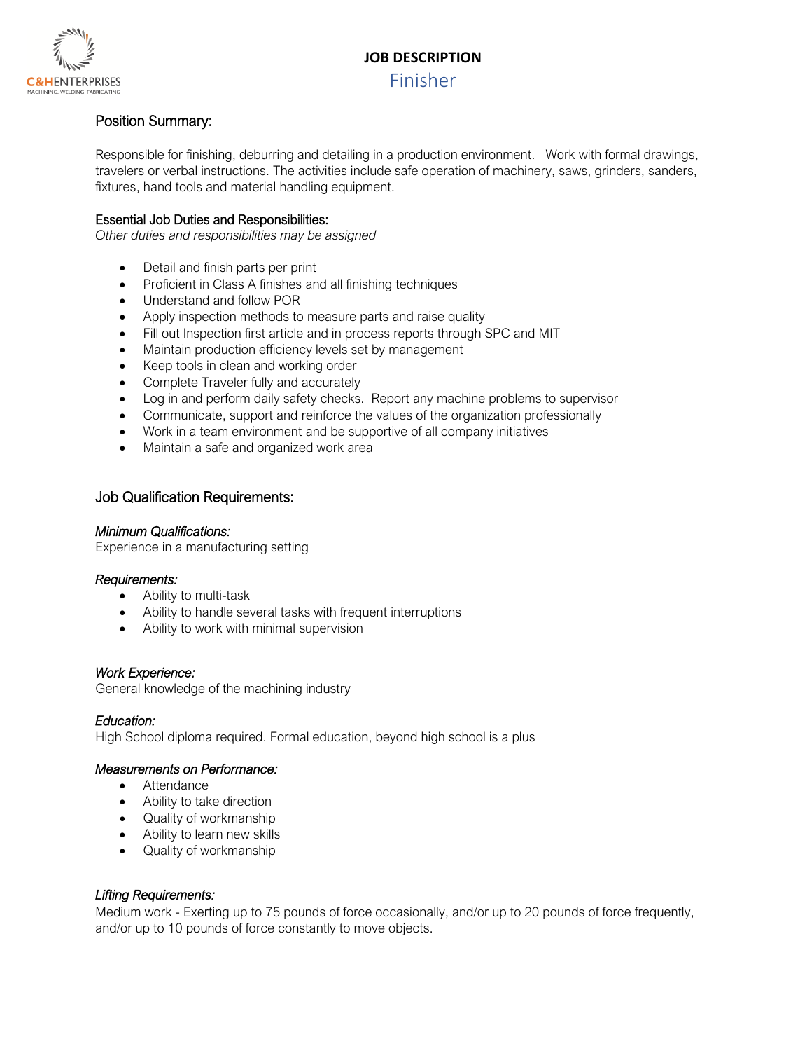# JOB DESCRIPTION

## Finisher

### Position Summary:

Responsible for finishing, deburring and detailing in a production environment. Work with formal drawings, travelers or verbal instructions. The activities include safe operation of machinery, saws, grinders, sanders, fixtures, hand tools and material handling equipment.

#### Essential Job Duties and Responsibilities:

*Other duties and responsibilities may be assigned*

- Detail and finish parts per print
- Proficient in Class A finishes and all finishing techniques
- Understand and follow POR
- Apply inspection methods to measure parts and raise quality
- Fill out Inspection first article and in process reports through SPC and MIT
- Maintain production efficiency levels set by management
- Keep tools in clean and working order
- Complete Traveler fully and accurately
- Log in and perform daily safety checks. Report any machine problems to supervisor
- Communicate, support and reinforce the values of the organization professionally
- Work in a team environment and be supportive of all company initiatives
- Maintain a safe and organized work area

### Job Qualification Requirements:

*Minimum Qualifications:*

Experience in a manufacturing setting

*Requirements:*

- Ability to multi-task
- Ability to handle several tasks with frequent interruptions
- Ability to work with minimal supervision

*Work Experience:*

General knowledge of the machining industry

*Education:*

High School diploma required. Formal education, beyond high school is a plus

*Measurements on Performance:*

- Attendance
- Ability to take direction
- Quality of workmanship
- Ability to learn new skills
- Quality of workmanship

*Lifting Requirements:*

Medium work - Exerting up to 75 pounds of force occasionally, and/or up to 20 pounds of force frequently, and/or up to 10 pounds of force constantly to move objects.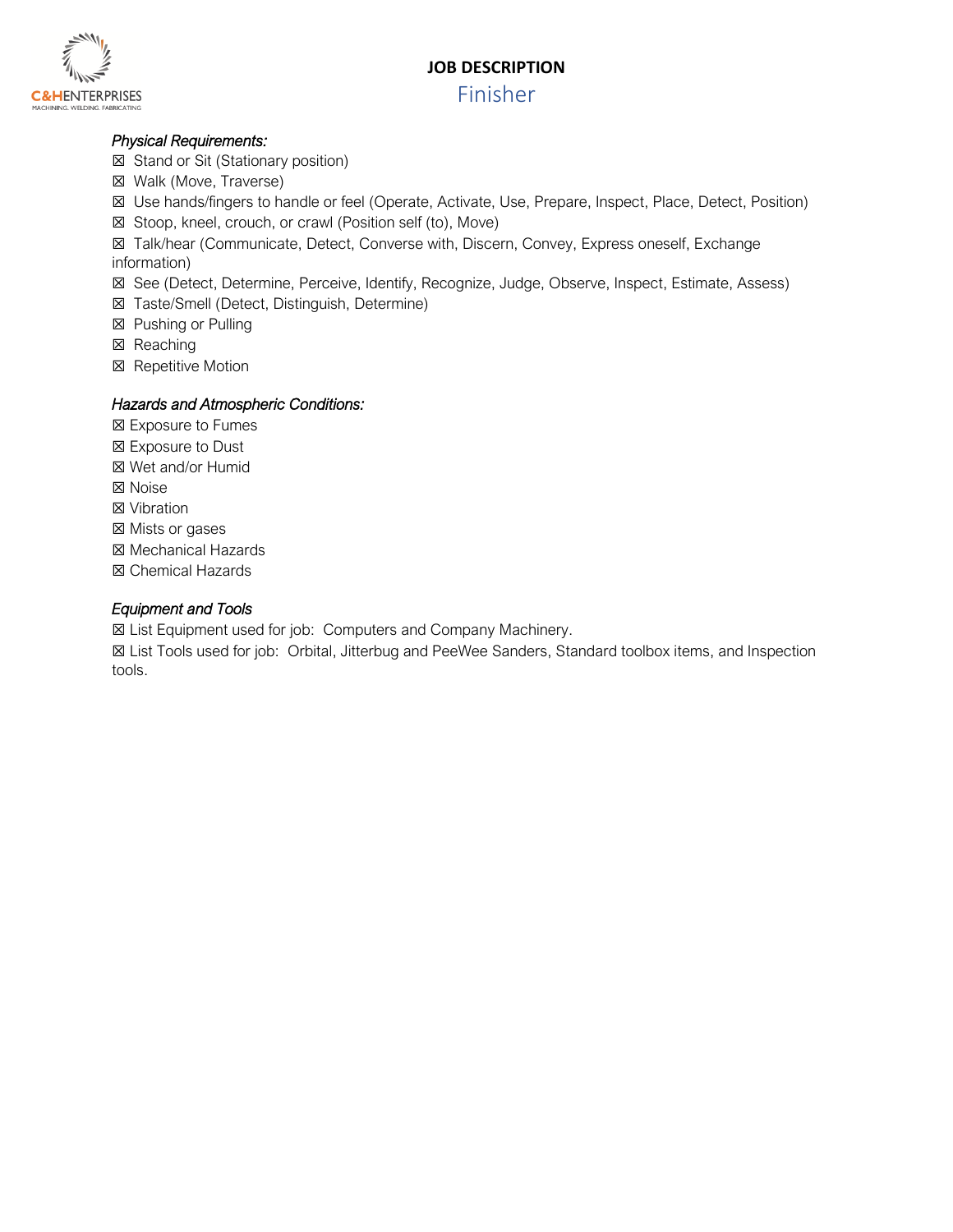# JOB DESCRIPTION

## Finisher

*Physical Requirements:*

☒ Stand or Sit (Stationary position)

☒ Walk (Move, Traverse)

☒ Use hands/fingers to handle or feel (Operate, Activate, Use, Prepare, Inspect, Place, Detect, Position)

☒ Stoop, kneel, crouch, or crawl (Position self (to), Move)

☒ Talk/hear (Communicate, Detect, Converse with, Discern, Convey, Express oneself, Exchange information)

☒ See (Detect, Determine, Perceive, Identify, Recognize, Judge, Observe, Inspect, Estimate, Assess)

☒ Taste/Smell (Detect, Distinguish, Determine)

☒ Pushing or Pulling

☒ Reaching

☒ Repetitive Motion

*Hazards and Atmospheric Conditions:*

☒ Exposure to Fumes

☒ Exposure to Dust

☒ Wet and/or Humid

☒ Noise

☒ Vibration

☒ Mists or gases

☒ Mechanical Hazards

☒ Chemical Hazards

*Equipment and Tools*

☒ List Equipment used for job: Computers and Company Machinery.

☒ List Tools used for job: Orbital, Jitterbug and PeeWee Sanders, Standard toolbox items, and Inspection tools.